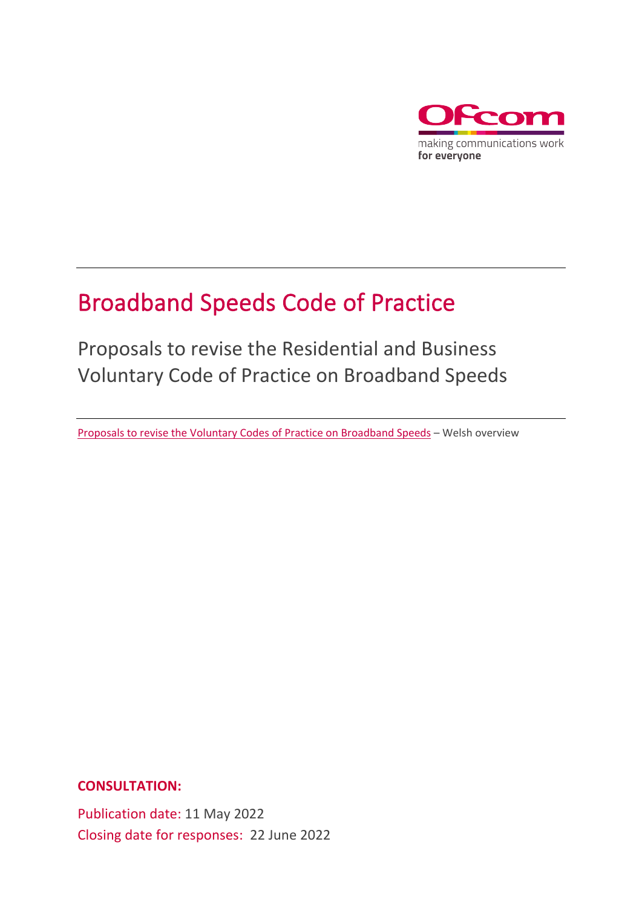Ofcom

making communications work
**for everyone**

# Broadband Speeds Code of Practice

## Proposals to revise the Residential and Business Voluntary Code of Practice on Broadband Speeds

Proposals to revise the Voluntary Codes of Practice on Broadband Speeds – Welsh overview

**CONSULTATION:**

Publication date: 11 May 2022
Closing date for responses: 22 June 2022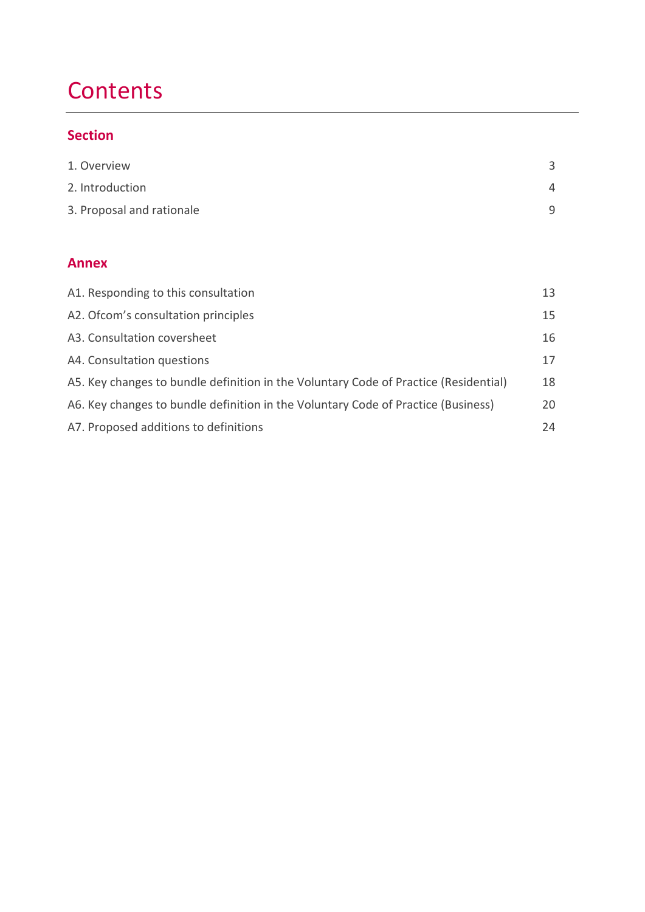# Contents

## Section

| | |
|---|---|
| 1. Overview | 3 |
| 2. Introduction | 4 |
| 3. Proposal and rationale | 9 |

## Annex

| | |
|---|---|
| A1. Responding to this consultation | 13 |
| A2. Ofcom's consultation principles | 15 |
| A3. Consultation coversheet | 16 |
| A4. Consultation questions | 17 |
| A5. Key changes to bundle definition in the Voluntary Code of Practice (Residential) | 18 |
| A6. Key changes to bundle definition in the Voluntary Code of Practice (Business) | 20 |
| A7. Proposed additions to definitions | 24 |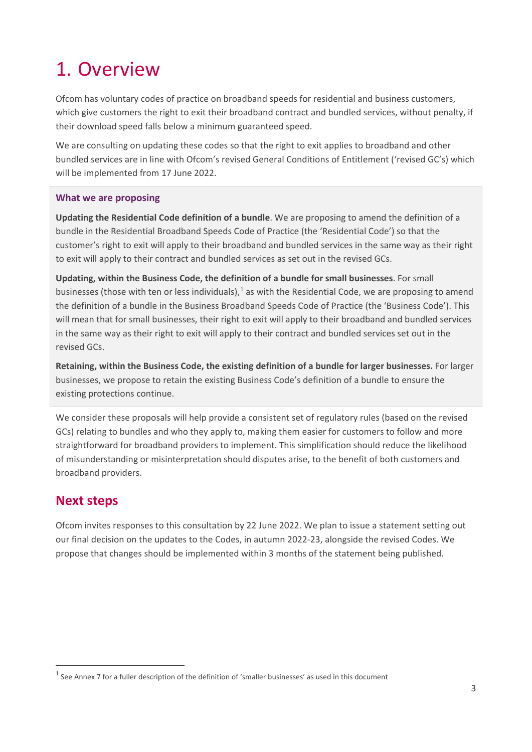# 1. Overview

Ofcom has voluntary codes of practice on broadband speeds for residential and business customers, which give customers the right to exit their broadband contract and bundled services, without penalty, if their download speed falls below a minimum guaranteed speed.

We are consulting on updating these codes so that the right to exit applies to broadband and other bundled services are in line with Ofcom's revised General Conditions of Entitlement ('revised GC's) which will be implemented from 17 June 2022.

### What we are proposing

**Updating the Residential Code definition of a bundle**. We are proposing to amend the definition of a bundle in the Residential Broadband Speeds Code of Practice (the 'Residential Code') so that the customer's right to exit will apply to their broadband and bundled services in the same way as their right to exit will apply to their contract and bundled services as set out in the revised GCs.

**Updating, within the Business Code, the definition of a bundle for small businesses**. For small businesses (those with ten or less individuals),[1] as with the Residential Code, we are proposing to amend the definition of a bundle in the Business Broadband Speeds Code of Practice (the 'Business Code'). This will mean that for small businesses, their right to exit will apply to their broadband and bundled services in the same way as their right to exit will apply to their contract and bundled services set out in the revised GCs.

**Retaining, within the Business Code, the existing definition of a bundle for larger businesses.** For larger businesses, we propose to retain the existing Business Code's definition of a bundle to ensure the existing protections continue.

We consider these proposals will help provide a consistent set of regulatory rules (based on the revised GCs) relating to bundles and who they apply to, making them easier for customers to follow and more straightforward for broadband providers to implement. This simplification should reduce the likelihood of misunderstanding or misinterpretation should disputes arise, to the benefit of both customers and broadband providers.

## Next steps

Ofcom invites responses to this consultation by 22 June 2022. We plan to issue a statement setting out our final decision on the updates to the Codes, in autumn 2022-23, alongside the revised Codes. We propose that changes should be implemented within 3 months of the statement being published.

[1] See Annex 7 for a fuller description of the definition of 'smaller businesses' as used in this document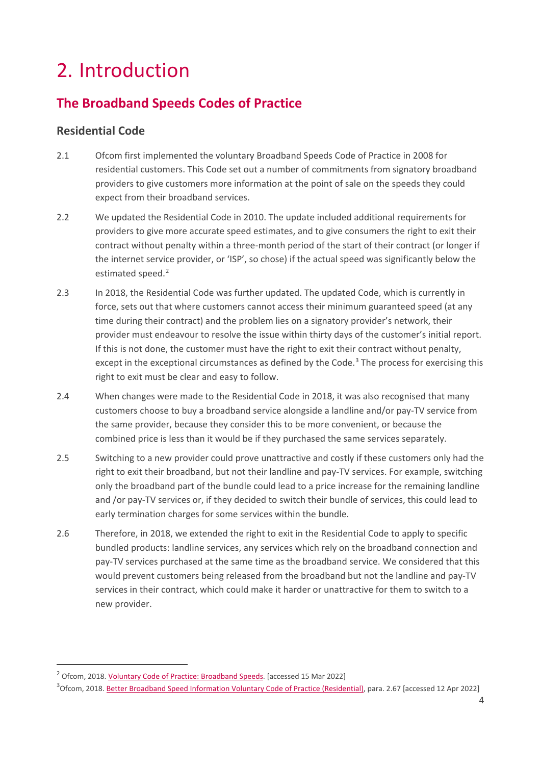# 2. Introduction

## The Broadband Speeds Codes of Practice

### Residential Code

2.1 Ofcom first implemented the voluntary Broadband Speeds Code of Practice in 2008 for residential customers. This Code set out a number of commitments from signatory broadband providers to give customers more information at the point of sale on the speeds they could expect from their broadband services.

2.2 We updated the Residential Code in 2010. The update included additional requirements for providers to give more accurate speed estimates, and to give consumers the right to exit their contract without penalty within a three-month period of the start of their contract (or longer if the internet service provider, or 'ISP', so chose) if the actual speed was significantly below the estimated speed.[2]

2.3 In 2018, the Residential Code was further updated. The updated Code, which is currently in force, sets out that where customers cannot access their minimum guaranteed speed (at any time during their contract) and the problem lies on a signatory provider's network, their provider must endeavour to resolve the issue within thirty days of the customer's initial report. If this is not done, the customer must have the right to exit their contract without penalty, except in the exceptional circumstances as defined by the Code.[3] The process for exercising this right to exit must be clear and easy to follow.

2.4 When changes were made to the Residential Code in 2018, it was also recognised that many customers choose to buy a broadband service alongside a landline and/or pay-TV service from the same provider, because they consider this to be more convenient, or because the combined price is less than it would be if they purchased the same services separately.

2.5 Switching to a new provider could prove unattractive and costly if these customers only had the right to exit their broadband, but not their landline and pay-TV services. For example, switching only the broadband part of the bundle could lead to a price increase for the remaining landline and /or pay-TV services or, if they decided to switch their bundle of services, this could lead to early termination charges for some services within the bundle.

2.6 Therefore, in 2018, we extended the right to exit in the Residential Code to apply to specific bundled products: landline services, any services which rely on the broadband connection and pay-TV services purchased at the same time as the broadband service. We considered that this would prevent customers being released from the broadband but not the landline and pay-TV services in their contract, which could make it harder or unattractive for them to switch to a new provider.

---

[2] Ofcom, 2018. Voluntary Code of Practice: Broadband Speeds. [accessed 15 Mar 2022]

[3] Ofcom, 2018. Better Broadband Speed Information Voluntary Code of Practice (Residential), para. 2.67 [accessed 12 Apr 2022]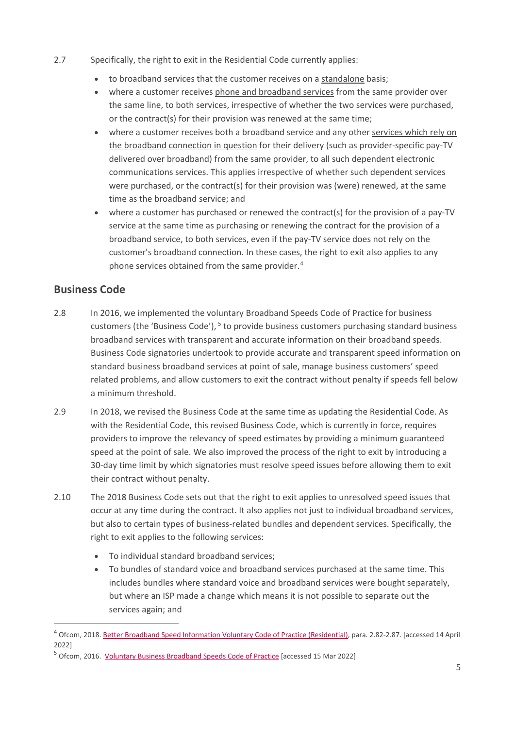2.7 Specifically, the right to exit in the Residential Code currently applies:

- to broadband services that the customer receives on a standalone basis;
- where a customer receives phone and broadband services from the same provider over the same line, to both services, irrespective of whether the two services were purchased, or the contract(s) for their provision was renewed at the same time;
- where a customer receives both a broadband service and any other services which rely on the broadband connection in question for their delivery (such as provider-specific pay-TV delivered over broadband) from the same provider, to all such dependent electronic communications services. This applies irrespective of whether such dependent services were purchased, or the contract(s) for their provision was (were) renewed, at the same time as the broadband service; and
- where a customer has purchased or renewed the contract(s) for the provision of a pay-TV service at the same time as purchasing or renewing the contract for the provision of a broadband service, to both services, even if the pay-TV service does not rely on the customer's broadband connection. In these cases, the right to exit also applies to any phone services obtained from the same provider.[4]

## Business Code

2.8 In 2016, we implemented the voluntary Broadband Speeds Code of Practice for business customers (the 'Business Code'), [5] to provide business customers purchasing standard business broadband services with transparent and accurate information on their broadband speeds. Business Code signatories undertook to provide accurate and transparent speed information on standard business broadband services at point of sale, manage business customers' speed related problems, and allow customers to exit the contract without penalty if speeds fell below a minimum threshold.

2.9 In 2018, we revised the Business Code at the same time as updating the Residential Code. As with the Residential Code, this revised Business Code, which is currently in force, requires providers to improve the relevancy of speed estimates by providing a minimum guaranteed speed at the point of sale. We also improved the process of the right to exit by introducing a 30-day time limit by which signatories must resolve speed issues before allowing them to exit their contract without penalty.

2.10 The 2018 Business Code sets out that the right to exit applies to unresolved speed issues that occur at any time during the contract. It also applies not just to individual broadband services, but also to certain types of business-related bundles and dependent services. Specifically, the right to exit applies to the following services:

- To individual standard broadband services;
- To bundles of standard voice and broadband services purchased at the same time. This includes bundles where standard voice and broadband services were bought separately, but where an ISP made a change which means it is not possible to separate out the services again; and

---

[4] Ofcom, 2018. Better Broadband Speed Information Voluntary Code of Practice (Residential), para. 2.82-2.87. [accessed 14 April 2022]

[5] Ofcom, 2016. Voluntary Business Broadband Speeds Code of Practice [accessed 15 Mar 2022]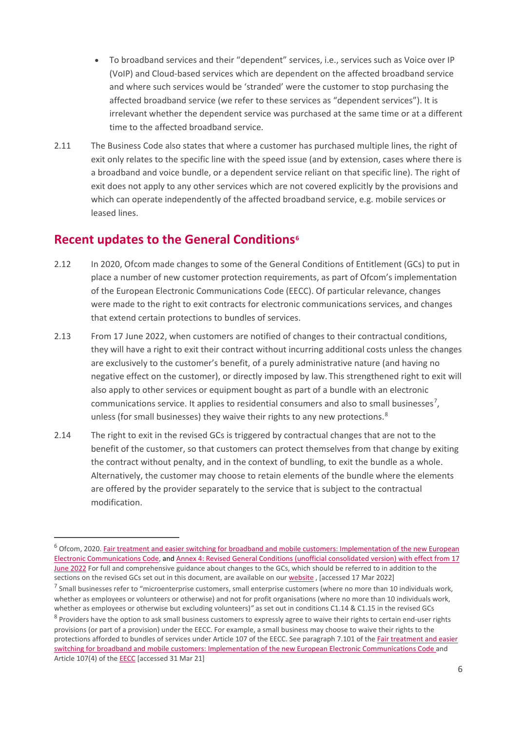- To broadband services and their "dependent" services, i.e., services such as Voice over IP (VoIP) and Cloud-based services which are dependent on the affected broadband service and where such services would be 'stranded' were the customer to stop purchasing the affected broadband service (we refer to these services as "dependent services"). It is irrelevant whether the dependent service was purchased at the same time or at a different time to the affected broadband service.

2.11 The Business Code also states that where a customer has purchased multiple lines, the right of exit only relates to the specific line with the speed issue (and by extension, cases where there is a broadband and voice bundle, or a dependent service reliant on that specific line). The right of exit does not apply to any other services which are not covered explicitly by the provisions and which can operate independently of the affected broadband service, e.g. mobile services or leased lines.

## Recent updates to the General Conditions[6]

2.12 In 2020, Ofcom made changes to some of the General Conditions of Entitlement (GCs) to put in place a number of new customer protection requirements, as part of Ofcom's implementation of the European Electronic Communications Code (EECC). Of particular relevance, changes were made to the right to exit contracts for electronic communications services, and changes that extend certain protections to bundles of services.

2.13 From 17 June 2022, when customers are notified of changes to their contractual conditions, they will have a right to exit their contract without incurring additional costs unless the changes are exclusively to the customer's benefit, of a purely administrative nature (and having no negative effect on the customer), or directly imposed by law. This strengthened right to exit will also apply to other services or equipment bought as part of a bundle with an electronic communications service. It applies to residential consumers and also to small businesses[7], unless (for small businesses) they waive their rights to any new protections.[8]

2.14 The right to exit in the revised GCs is triggered by contractual changes that are not to the benefit of the customer, so that customers can protect themselves from that change by exiting the contract without penalty, and in the context of bundling, to exit the bundle as a whole. Alternatively, the customer may choose to retain elements of the bundle where the elements are offered by the provider separately to the service that is subject to the contractual modification.

---

[6] Ofcom, 2020. Fair treatment and easier switching for broadband and mobile customers: Implementation of the new European Electronic Communications Code, and Annex 4: Revised General Conditions (unofficial consolidated version) with effect from 17 June 2022 For full and comprehensive guidance about changes to the GCs, which should be referred to in addition to the sections on the revised GCs set out in this document, are available on our website , [accessed 17 Mar 2022]

[7] Small businesses refer to "microenterprise customers, small enterprise customers (where no more than 10 individuals work, whether as employees or volunteers or otherwise) and not for profit organisations (where no more than 10 individuals work, whether as employees or otherwise but excluding volunteers)" as set out in conditions C1.14 & C1.15 in the revised GCs

[8] Providers have the option to ask small business customers to expressly agree to waive their rights to certain end-user rights provisions (or part of a provision) under the EECC. For example, a small business may choose to waive their rights to the protections afforded to bundles of services under Article 107 of the EECC. See paragraph 7.101 of the Fair treatment and easier switching for broadband and mobile customers: Implementation of the new European Electronic Communications Code and Article 107(4) of the EECC [accessed 31 Mar 21]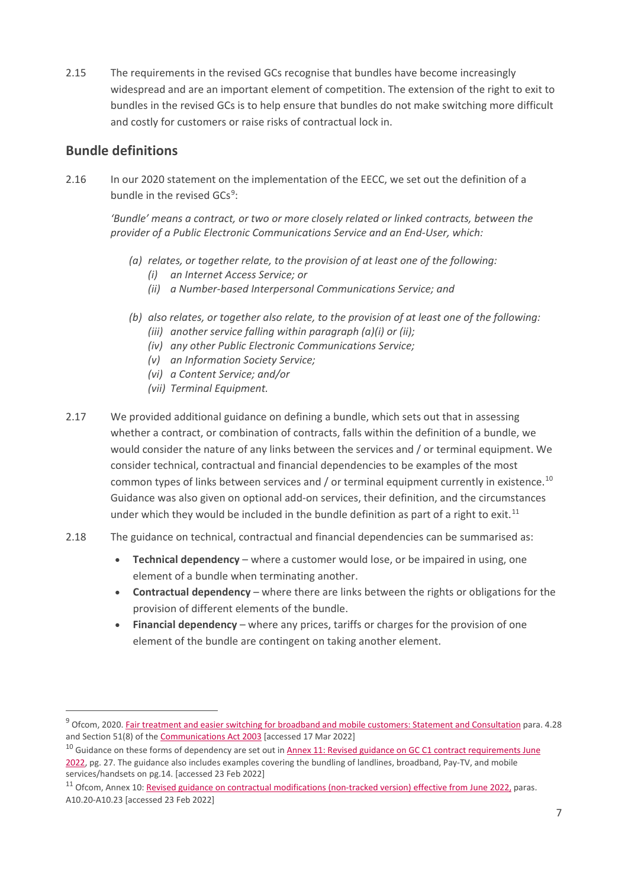2.15 The requirements in the revised GCs recognise that bundles have become increasingly widespread and are an important element of competition. The extension of the right to exit to bundles in the revised GCs is to help ensure that bundles do not make switching more difficult and costly for customers or raise risks of contractual lock in.

## Bundle definitions

2.16 In our 2020 statement on the implementation of the EECC, we set out the definition of a bundle in the revised GCs[9]:

*'Bundle' means a contract, or two or more closely related or linked contracts, between the provider of a Public Electronic Communications Service and an End-User, which:*

- *(a) relates, or together relate, to the provision of at least one of the following:*
  - *(i) an Internet Access Service; or*
  - *(ii) a Number-based Interpersonal Communications Service; and*
- *(b) also relates, or together also relate, to the provision of at least one of the following:*
  - *(iii) another service falling within paragraph (a)(i) or (ii);*
  - *(iv) any other Public Electronic Communications Service;*
  - *(v) an Information Society Service;*
  - *(vi) a Content Service; and/or*
  - *(vii) Terminal Equipment.*

2.17 We provided additional guidance on defining a bundle, which sets out that in assessing whether a contract, or combination of contracts, falls within the definition of a bundle, we would consider the nature of any links between the services and / or terminal equipment. We consider technical, contractual and financial dependencies to be examples of the most common types of links between services and / or terminal equipment currently in existence.[10] Guidance was also given on optional add-on services, their definition, and the circumstances under which they would be included in the bundle definition as part of a right to exit.[11]

2.18 The guidance on technical, contractual and financial dependencies can be summarised as:

- **Technical dependency** – where a customer would lose, or be impaired in using, one element of a bundle when terminating another.
- **Contractual dependency** – where there are links between the rights or obligations for the provision of different elements of the bundle.
- **Financial dependency** – where any prices, tariffs or charges for the provision of one element of the bundle are contingent on taking another element.

---

[9] Ofcom, 2020. Fair treatment and easier switching for broadband and mobile customers: Statement and Consultation para. 4.28 and Section 51(8) of the Communications Act 2003 [accessed 17 Mar 2022]

[10] Guidance on these forms of dependency are set out in Annex 11: Revised guidance on GC C1 contract requirements June 2022, pg. 27. The guidance also includes examples covering the bundling of landlines, broadband, Pay-TV, and mobile services/handsets on pg.14. [accessed 23 Feb 2022]

[11] Ofcom, Annex 10: Revised guidance on contractual modifications (non-tracked version) effective from June 2022, paras. A10.20-A10.23 [accessed 23 Feb 2022]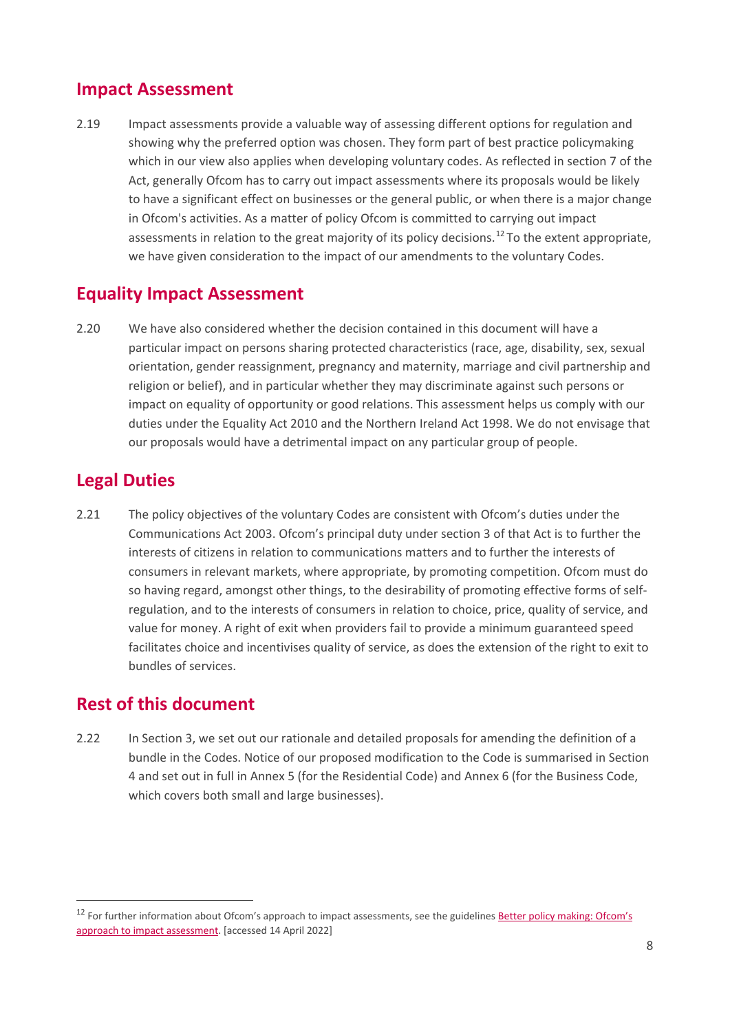## Impact Assessment

2.19 Impact assessments provide a valuable way of assessing different options for regulation and showing why the preferred option was chosen. They form part of best practice policymaking which in our view also applies when developing voluntary codes. As reflected in section 7 of the Act, generally Ofcom has to carry out impact assessments where its proposals would be likely to have a significant effect on businesses or the general public, or when there is a major change in Ofcom's activities. As a matter of policy Ofcom is committed to carrying out impact assessments in relation to the great majority of its policy decisions.[12] To the extent appropriate, we have given consideration to the impact of our amendments to the voluntary Codes.

## Equality Impact Assessment

2.20 We have also considered whether the decision contained in this document will have a particular impact on persons sharing protected characteristics (race, age, disability, sex, sexual orientation, gender reassignment, pregnancy and maternity, marriage and civil partnership and religion or belief), and in particular whether they may discriminate against such persons or impact on equality of opportunity or good relations. This assessment helps us comply with our duties under the Equality Act 2010 and the Northern Ireland Act 1998. We do not envisage that our proposals would have a detrimental impact on any particular group of people.

## Legal Duties

2.21 The policy objectives of the voluntary Codes are consistent with Ofcom's duties under the Communications Act 2003. Ofcom's principal duty under section 3 of that Act is to further the interests of citizens in relation to communications matters and to further the interests of consumers in relevant markets, where appropriate, by promoting competition. Ofcom must do so having regard, amongst other things, to the desirability of promoting effective forms of self-regulation, and to the interests of consumers in relation to choice, price, quality of service, and value for money. A right of exit when providers fail to provide a minimum guaranteed speed facilitates choice and incentivises quality of service, as does the extension of the right to exit to bundles of services.

## Rest of this document

2.22 In Section 3, we set out our rationale and detailed proposals for amending the definition of a bundle in the Codes. Notice of our proposed modification to the Code is summarised in Section 4 and set out in full in Annex 5 (for the Residential Code) and Annex 6 (for the Business Code, which covers both small and large businesses).

---

[12] For further information about Ofcom's approach to impact assessments, see the guidelines Better policy making: Ofcom's approach to impact assessment. [accessed 14 April 2022]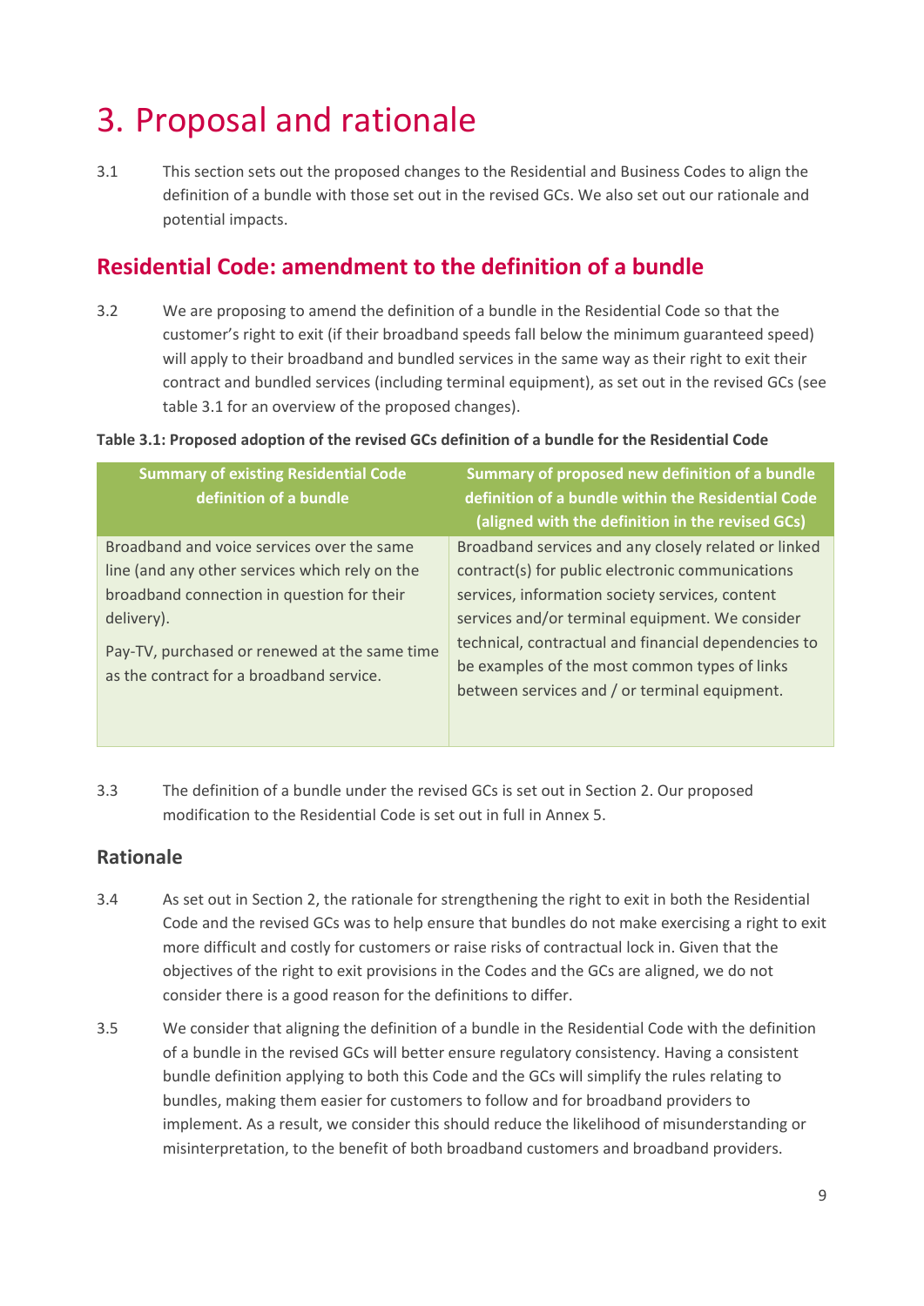# 3. Proposal and rationale

3.1 This section sets out the proposed changes to the Residential and Business Codes to align the definition of a bundle with those set out in the revised GCs. We also set out our rationale and potential impacts.

## Residential Code: amendment to the definition of a bundle

3.2 We are proposing to amend the definition of a bundle in the Residential Code so that the customer's right to exit (if their broadband speeds fall below the minimum guaranteed speed) will apply to their broadband and bundled services in the same way as their right to exit their contract and bundled services (including terminal equipment), as set out in the revised GCs (see table 3.1 for an overview of the proposed changes).

**Table 3.1: Proposed adoption of the revised GCs definition of a bundle for the Residential Code**

| Summary of existing Residential Code definition of a bundle | Summary of proposed new definition of a bundle definition of a bundle within the Residential Code (aligned with the definition in the revised GCs) |
| --- | --- |
| Broadband and voice services over the same line (and any other services which rely on the broadband connection in question for their delivery).<br><br>Pay-TV, purchased or renewed at the same time as the contract for a broadband service. | Broadband services and any closely related or linked contract(s) for public electronic communications services, information society services, content services and/or terminal equipment. We consider technical, contractual and financial dependencies to be examples of the most common types of links between services and / or terminal equipment. |

3.3 The definition of a bundle under the revised GCs is set out in Section 2. Our proposed modification to the Residential Code is set out in full in Annex 5.

### Rationale

3.4 As set out in Section 2, the rationale for strengthening the right to exit in both the Residential Code and the revised GCs was to help ensure that bundles do not make exercising a right to exit more difficult and costly for customers or raise risks of contractual lock in. Given that the objectives of the right to exit provisions in the Codes and the GCs are aligned, we do not consider there is a good reason for the definitions to differ.

3.5 We consider that aligning the definition of a bundle in the Residential Code with the definition of a bundle in the revised GCs will better ensure regulatory consistency. Having a consistent bundle definition applying to both this Code and the GCs will simplify the rules relating to bundles, making them easier for customers to follow and for broadband providers to implement. As a result, we consider this should reduce the likelihood of misunderstanding or misinterpretation, to the benefit of both broadband customers and broadband providers.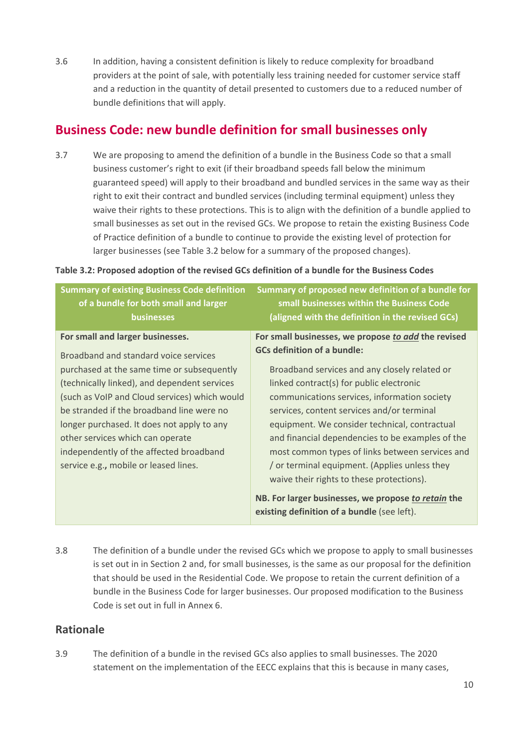3.6 In addition, having a consistent definition is likely to reduce complexity for broadband providers at the point of sale, with potentially less training needed for customer service staff and a reduction in the quantity of detail presented to customers due to a reduced number of bundle definitions that will apply.

## Business Code: new bundle definition for small businesses only

3.7 We are proposing to amend the definition of a bundle in the Business Code so that a small business customer's right to exit (if their broadband speeds fall below the minimum guaranteed speed) will apply to their broadband and bundled services in the same way as their right to exit their contract and bundled services (including terminal equipment) unless they waive their rights to these protections. This is to align with the definition of a bundle applied to small businesses as set out in the revised GCs. We propose to retain the existing Business Code of Practice definition of a bundle to continue to provide the existing level of protection for larger businesses (see Table 3.2 below for a summary of the proposed changes).

**Table 3.2: Proposed adoption of the revised GCs definition of a bundle for the Business Codes**

| Summary of existing Business Code definition of a bundle for both small and larger businesses | Summary of proposed new definition of a bundle for small businesses within the Business Code (aligned with the definition in the revised GCs) |
|---|---|
| **For small and larger businesses.**<br><br>Broadband and standard voice services purchased at the same time or subsequently (technically linked), and dependent services (such as VoIP and Cloud services) which would be stranded if the broadband line were no longer purchased. It does not apply to any other services which can operate independently of the affected broadband service e.g.**,** mobile or leased lines. | **For small businesses, we propose _to add_ the revised GCs definition of a bundle:**<br><br>Broadband services and any closely related or linked contract(s) for public electronic communications services, information society services, content services and/or terminal equipment. We consider technical, contractual and financial dependencies to be examples of the most common types of links between services and / or terminal equipment. (Applies unless they waive their rights to these protections).<br><br>**NB. For larger businesses, we propose _to retain_ the existing definition of a bundle** (see left). |

3.8 The definition of a bundle under the revised GCs which we propose to apply to small businesses is set out in in Section 2 and, for small businesses, is the same as our proposal for the definition that should be used in the Residential Code. We propose to retain the current definition of a bundle in the Business Code for larger businesses. Our proposed modification to the Business Code is set out in full in Annex 6.

### Rationale

3.9 The definition of a bundle in the revised GCs also applies to small businesses. The 2020 statement on the implementation of the EECC explains that this is because in many cases,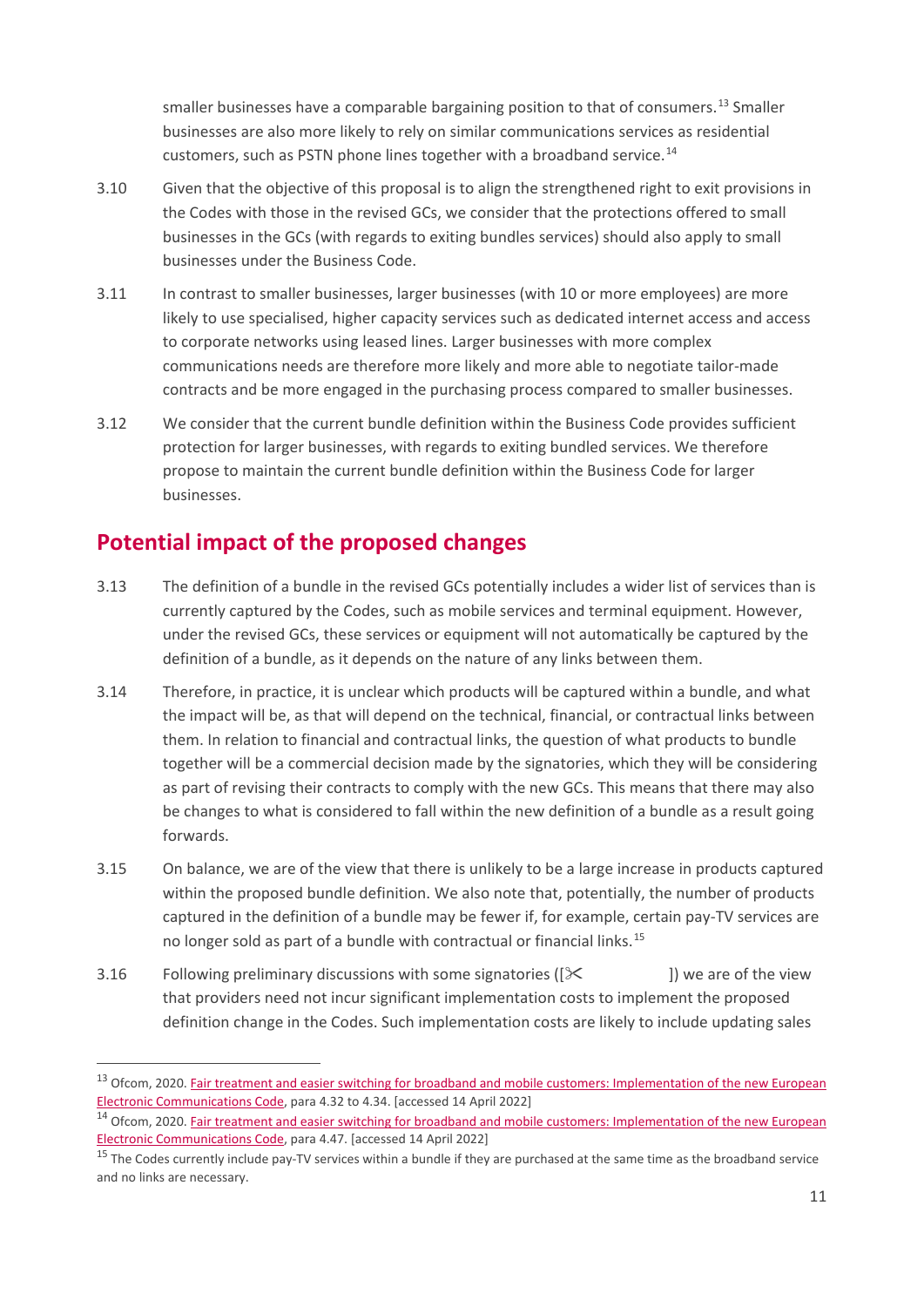smaller businesses have a comparable bargaining position to that of consumers.[13] Smaller businesses are also more likely to rely on similar communications services as residential customers, such as PSTN phone lines together with a broadband service.[14]

3.10 Given that the objective of this proposal is to align the strengthened right to exit provisions in the Codes with those in the revised GCs, we consider that the protections offered to small businesses in the GCs (with regards to exiting bundles services) should also apply to small businesses under the Business Code.

3.11 In contrast to smaller businesses, larger businesses (with 10 or more employees) are more likely to use specialised, higher capacity services such as dedicated internet access and access to corporate networks using leased lines. Larger businesses with more complex communications needs are therefore more likely and more able to negotiate tailor-made contracts and be more engaged in the purchasing process compared to smaller businesses.

3.12 We consider that the current bundle definition within the Business Code provides sufficient protection for larger businesses, with regards to exiting bundled services. We therefore propose to maintain the current bundle definition within the Business Code for larger businesses.

## Potential impact of the proposed changes

3.13 The definition of a bundle in the revised GCs potentially includes a wider list of services than is currently captured by the Codes, such as mobile services and terminal equipment. However, under the revised GCs, these services or equipment will not automatically be captured by the definition of a bundle, as it depends on the nature of any links between them.

3.14 Therefore, in practice, it is unclear which products will be captured within a bundle, and what the impact will be, as that will depend on the technical, financial, or contractual links between them. In relation to financial and contractual links, the question of what products to bundle together will be a commercial decision made by the signatories, which they will be considering as part of revising their contracts to comply with the new GCs. This means that there may also be changes to what is considered to fall within the new definition of a bundle as a result going forwards.

3.15 On balance, we are of the view that there is unlikely to be a large increase in products captured within the proposed bundle definition. We also note that, potentially, the number of products captured in the definition of a bundle may be fewer if, for example, certain pay-TV services are no longer sold as part of a bundle with contractual or financial links.[15]

3.16 Following preliminary discussions with some signatories ([✂ ]) we are of the view that providers need not incur significant implementation costs to implement the proposed definition change in the Codes. Such implementation costs are likely to include updating sales

---

[13] Ofcom, 2020. Fair treatment and easier switching for broadband and mobile customers: Implementation of the new European Electronic Communications Code, para 4.32 to 4.34. [accessed 14 April 2022]

[14] Ofcom, 2020. Fair treatment and easier switching for broadband and mobile customers: Implementation of the new European Electronic Communications Code, para 4.47. [accessed 14 April 2022]

[15] The Codes currently include pay-TV services within a bundle if they are purchased at the same time as the broadband service and no links are necessary.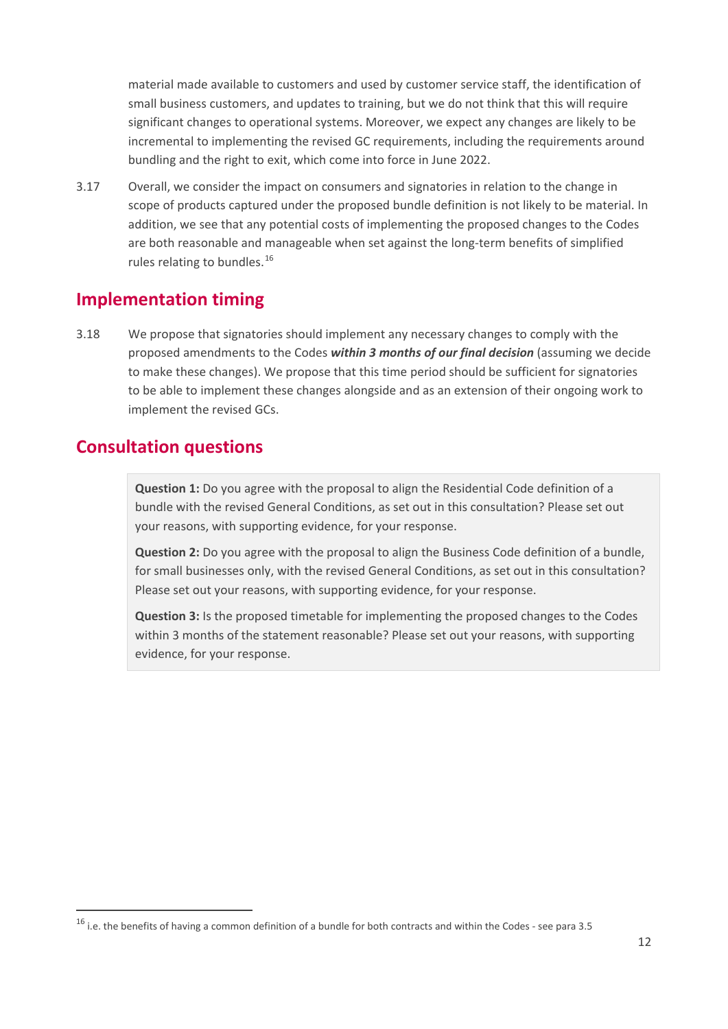material made available to customers and used by customer service staff, the identification of small business customers, and updates to training, but we do not think that this will require significant changes to operational systems. Moreover, we expect any changes are likely to be incremental to implementing the revised GC requirements, including the requirements around bundling and the right to exit, which come into force in June 2022.

3.17 Overall, we consider the impact on consumers and signatories in relation to the change in scope of products captured under the proposed bundle definition is not likely to be material. In addition, we see that any potential costs of implementing the proposed changes to the Codes are both reasonable and manageable when set against the long-term benefits of simplified rules relating to bundles.[16]

## Implementation timing

3.18 We propose that signatories should implement any necessary changes to comply with the proposed amendments to the Codes ***within 3 months of our final decision*** (assuming we decide to make these changes). We propose that this time period should be sufficient for signatories to be able to implement these changes alongside and as an extension of their ongoing work to implement the revised GCs.

## Consultation questions

**Question 1:** Do you agree with the proposal to align the Residential Code definition of a bundle with the revised General Conditions, as set out in this consultation? Please set out your reasons, with supporting evidence, for your response.

**Question 2:** Do you agree with the proposal to align the Business Code definition of a bundle, for small businesses only, with the revised General Conditions, as set out in this consultation? Please set out your reasons, with supporting evidence, for your response.

**Question 3:** Is the proposed timetable for implementing the proposed changes to the Codes within 3 months of the statement reasonable? Please set out your reasons, with supporting evidence, for your response.

---

[16] i.e. the benefits of having a common definition of a bundle for both contracts and within the Codes - see para 3.5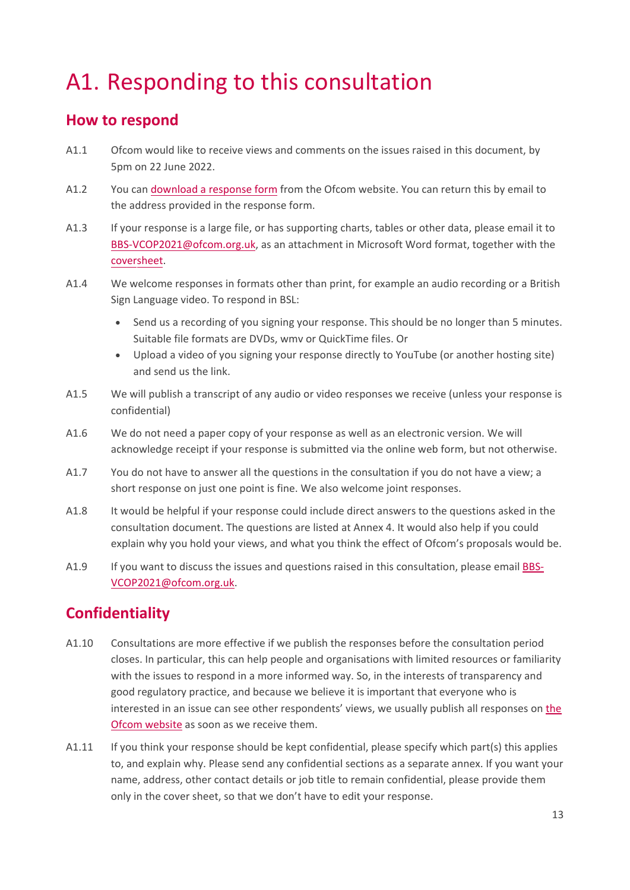# A1. Responding to this consultation

## How to respond

A1.1 Ofcom would like to receive views and comments on the issues raised in this document, by 5pm on 22 June 2022.

A1.2 You can download a response form from the Ofcom website. You can return this by email to the address provided in the response form.

A1.3 If your response is a large file, or has supporting charts, tables or other data, please email it to BBS-VCOP2021@ofcom.org.uk, as an attachment in Microsoft Word format, together with the coversheet.

A1.4 We welcome responses in formats other than print, for example an audio recording or a British Sign Language video. To respond in BSL:

- Send us a recording of you signing your response. This should be no longer than 5 minutes. Suitable file formats are DVDs, wmv or QuickTime files. Or
- Upload a video of you signing your response directly to YouTube (or another hosting site) and send us the link.

A1.5 We will publish a transcript of any audio or video responses we receive (unless your response is confidential)

A1.6 We do not need a paper copy of your response as well as an electronic version. We will acknowledge receipt if your response is submitted via the online web form, but not otherwise.

A1.7 You do not have to answer all the questions in the consultation if you do not have a view; a short response on just one point is fine. We also welcome joint responses.

A1.8 It would be helpful if your response could include direct answers to the questions asked in the consultation document. The questions are listed at Annex 4. It would also help if you could explain why you hold your views, and what you think the effect of Ofcom's proposals would be.

A1.9 If you want to discuss the issues and questions raised in this consultation, please email BBS-VCOP2021@ofcom.org.uk.

## Confidentiality

A1.10 Consultations are more effective if we publish the responses before the consultation period closes. In particular, this can help people and organisations with limited resources or familiarity with the issues to respond in a more informed way. So, in the interests of transparency and good regulatory practice, and because we believe it is important that everyone who is interested in an issue can see other respondents' views, we usually publish all responses on the Ofcom website as soon as we receive them.

A1.11 If you think your response should be kept confidential, please specify which part(s) this applies to, and explain why. Please send any confidential sections as a separate annex. If you want your name, address, other contact details or job title to remain confidential, please provide them only in the cover sheet, so that we don't have to edit your response.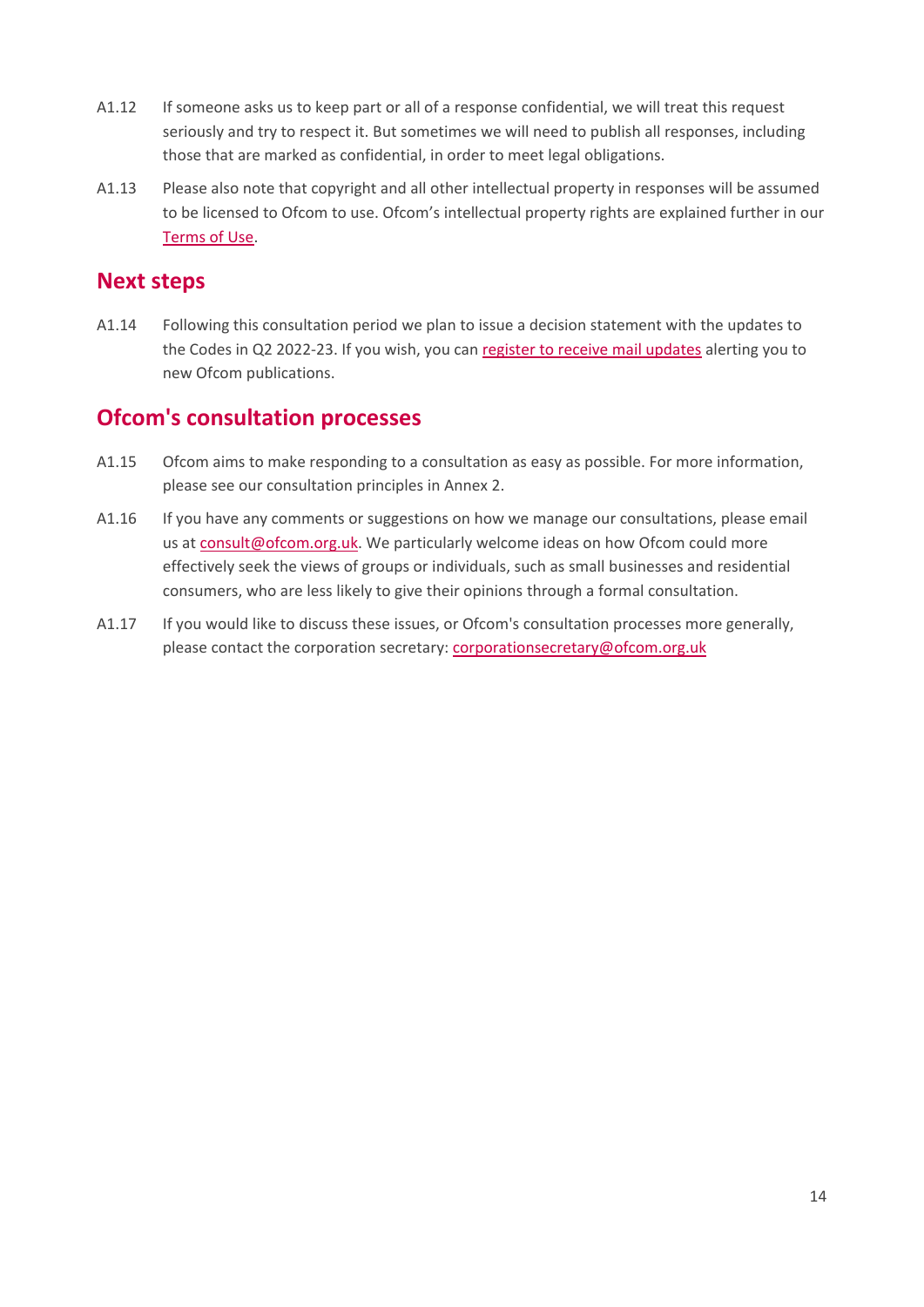A1.12 If someone asks us to keep part or all of a response confidential, we will treat this request seriously and try to respect it. But sometimes we will need to publish all responses, including those that are marked as confidential, in order to meet legal obligations.

A1.13 Please also note that copyright and all other intellectual property in responses will be assumed to be licensed to Ofcom to use. Ofcom's intellectual property rights are explained further in our Terms of Use.

## Next steps

A1.14 Following this consultation period we plan to issue a decision statement with the updates to the Codes in Q2 2022-23. If you wish, you can register to receive mail updates alerting you to new Ofcom publications.

## Ofcom's consultation processes

A1.15 Ofcom aims to make responding to a consultation as easy as possible. For more information, please see our consultation principles in Annex 2.

A1.16 If you have any comments or suggestions on how we manage our consultations, please email us at consult@ofcom.org.uk. We particularly welcome ideas on how Ofcom could more effectively seek the views of groups or individuals, such as small businesses and residential consumers, who are less likely to give their opinions through a formal consultation.

A1.17 If you would like to discuss these issues, or Ofcom's consultation processes more generally, please contact the corporation secretary: corporationsecretary@ofcom.org.uk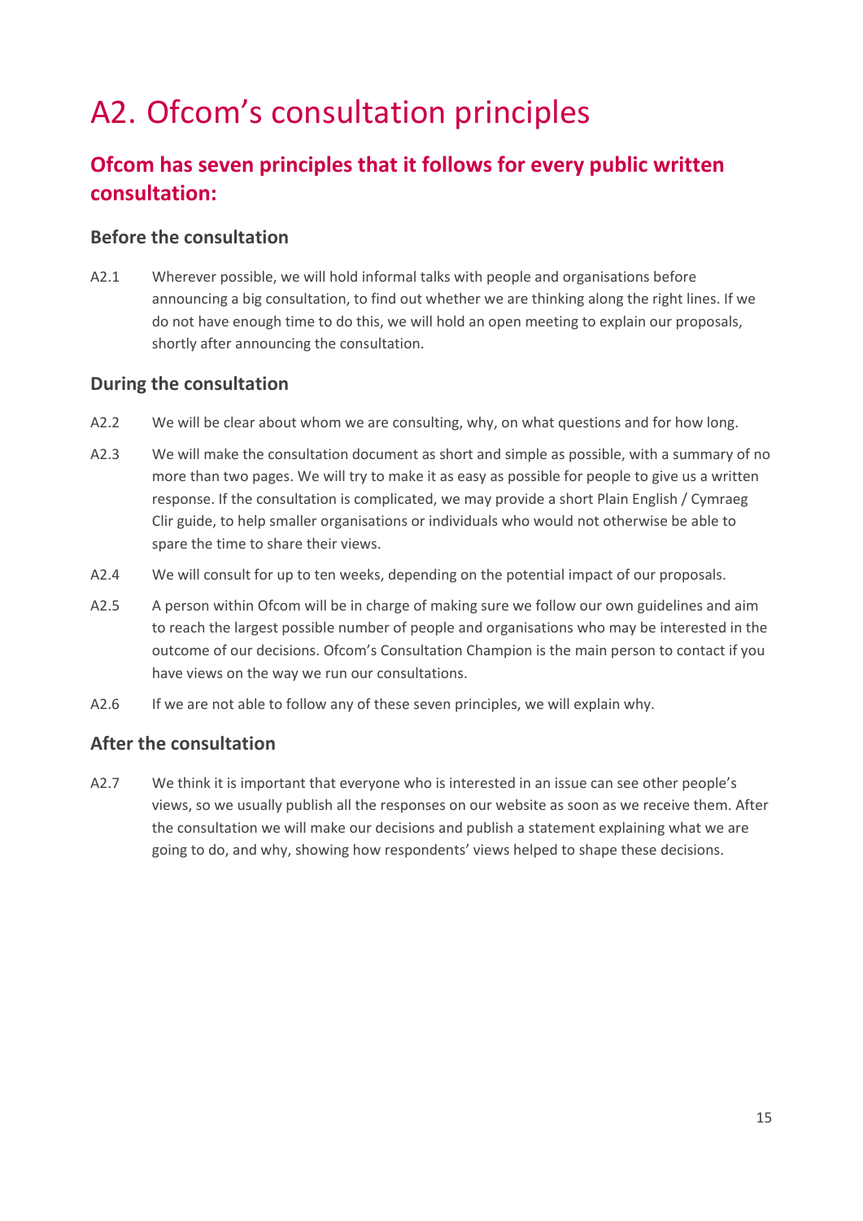# A2. Ofcom's consultation principles

## Ofcom has seven principles that it follows for every public written consultation:

### Before the consultation

A2.1 Wherever possible, we will hold informal talks with people and organisations before announcing a big consultation, to find out whether we are thinking along the right lines. If we do not have enough time to do this, we will hold an open meeting to explain our proposals, shortly after announcing the consultation.

### During the consultation

A2.2 We will be clear about whom we are consulting, why, on what questions and for how long.

A2.3 We will make the consultation document as short and simple as possible, with a summary of no more than two pages. We will try to make it as easy as possible for people to give us a written response. If the consultation is complicated, we may provide a short Plain English / Cymraeg Clir guide, to help smaller organisations or individuals who would not otherwise be able to spare the time to share their views.

A2.4 We will consult for up to ten weeks, depending on the potential impact of our proposals.

A2.5 A person within Ofcom will be in charge of making sure we follow our own guidelines and aim to reach the largest possible number of people and organisations who may be interested in the outcome of our decisions. Ofcom's Consultation Champion is the main person to contact if you have views on the way we run our consultations.

A2.6 If we are not able to follow any of these seven principles, we will explain why.

### After the consultation

A2.7 We think it is important that everyone who is interested in an issue can see other people's views, so we usually publish all the responses on our website as soon as we receive them. After the consultation we will make our decisions and publish a statement explaining what we are going to do, and why, showing how respondents' views helped to shape these decisions.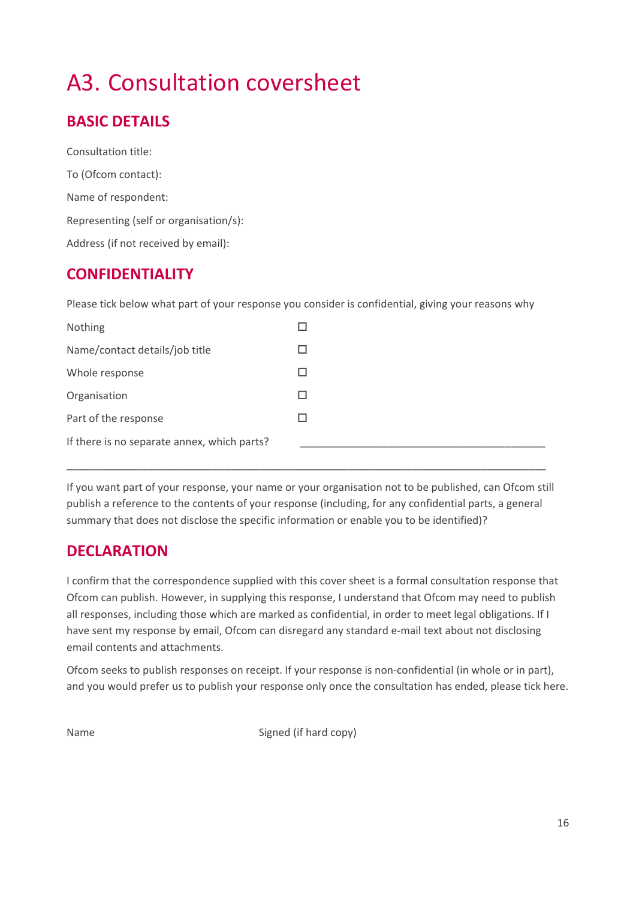# A3. Consultation coversheet

## BASIC DETAILS

Consultation title:

To (Ofcom contact):

Name of respondent:

Representing (self or organisation/s):

Address (if not received by email):

## CONFIDENTIALITY

Please tick below what part of your response you consider is confidential, giving your reasons why

| | |
|---|---|
| Nothing | ☐ |
| Name/contact details/job title | ☐ |
| Whole response | ☐ |
| Organisation | ☐ |
| Part of the response | ☐ |
| If there is no separate annex, which parts? | ____________________________________________ |

____________________________________________________________________________________

If you want part of your response, your name or your organisation not to be published, can Ofcom still publish a reference to the contents of your response (including, for any confidential parts, a general summary that does not disclose the specific information or enable you to be identified)?

## DECLARATION

I confirm that the correspondence supplied with this cover sheet is a formal consultation response that Ofcom can publish. However, in supplying this response, I understand that Ofcom may need to publish all responses, including those which are marked as confidential, in order to meet legal obligations. If I have sent my response by email, Ofcom can disregard any standard e-mail text about not disclosing email contents and attachments.

Ofcom seeks to publish responses on receipt. If your response is non-confidential (in whole or in part), and you would prefer us to publish your response only once the consultation has ended, please tick here.

Name                                        Signed (if hard copy)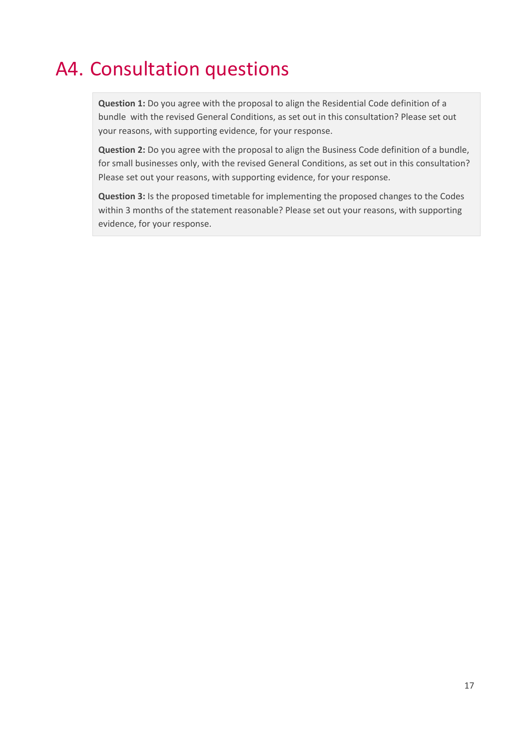# A4. Consultation questions

**Question 1:** Do you agree with the proposal to align the Residential Code definition of a bundle with the revised General Conditions, as set out in this consultation? Please set out your reasons, with supporting evidence, for your response.

**Question 2:** Do you agree with the proposal to align the Business Code definition of a bundle, for small businesses only, with the revised General Conditions, as set out in this consultation? Please set out your reasons, with supporting evidence, for your response.

**Question 3:** Is the proposed timetable for implementing the proposed changes to the Codes within 3 months of the statement reasonable? Please set out your reasons, with supporting evidence, for your response.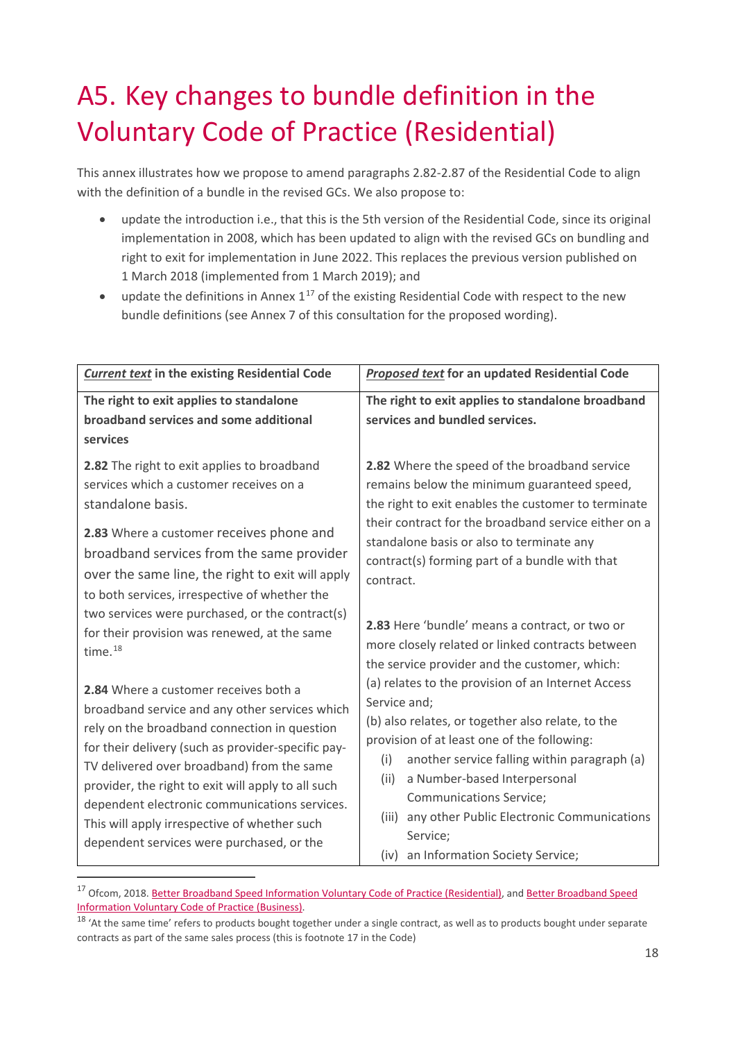# A5. Key changes to bundle definition in the Voluntary Code of Practice (Residential)

This annex illustrates how we propose to amend paragraphs 2.82-2.87 of the Residential Code to align with the definition of a bundle in the revised GCs. We also propose to:

- update the introduction i.e., that this is the 5th version of the Residential Code, since its original implementation in 2008, which has been updated to align with the revised GCs on bundling and right to exit for implementation in June 2022. This replaces the previous version published on 1 March 2018 (implemented from 1 March 2019); and
- update the definitions in Annex 1[17] of the existing Residential Code with respect to the new bundle definitions (see Annex 7 of this consultation for the proposed wording).

| ***Current text*** **in the existing Residential Code** | ***Proposed text*** **for an updated Residential Code** |
| --- | --- |
| **The right to exit applies to standalone broadband services and some additional services** | **The right to exit applies to standalone broadband services and bundled services.** |
| **2.82** The right to exit applies to broadband services which a customer receives on a standalone basis.<br><br>**2.83** Where a customer receives phone and broadband services from the same provider over the same line, the right to exit will apply to both services, irrespective of whether the two services were purchased, or the contract(s) for their provision was renewed, at the same time.[18]<br><br>**2.84** Where a customer receives both a broadband service and any other services which rely on the broadband connection in question for their delivery (such as provider-specific pay-TV delivered over broadband) from the same provider, the right to exit will apply to all such dependent electronic communications services. This will apply irrespective of whether such dependent services were purchased, or the | **2.82** Where the speed of the broadband service remains below the minimum guaranteed speed, the right to exit enables the customer to terminate their contract for the broadband service either on a standalone basis or also to terminate any contract(s) forming part of a bundle with that contract.<br><br>**2.83** Here 'bundle' means a contract, or two or more closely related or linked contracts between the service provider and the customer, which:<br>(a) relates to the provision of an Internet Access Service and;<br>(b) also relates, or together also relate, to the provision of at least one of the following:<br>(i) another service falling within paragraph (a)<br>(ii) a Number-based Interpersonal Communications Service;<br>(iii) any other Public Electronic Communications Service;<br>(iv) an Information Society Service; |

[17] Ofcom, 2018. Better Broadband Speed Information Voluntary Code of Practice (Residential), and Better Broadband Speed Information Voluntary Code of Practice (Business).

[18] 'At the same time' refers to products bought together under a single contract, as well as to products bought under separate contracts as part of the same sales process (this is footnote 17 in the Code)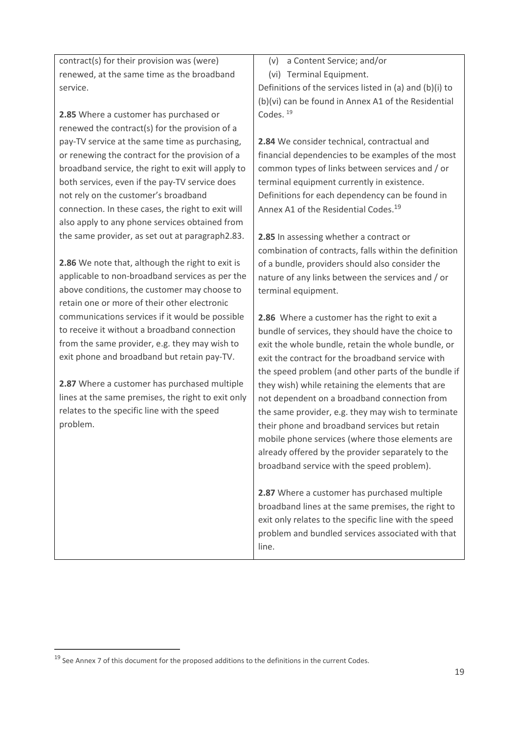| | |
|---|---|
| contract(s) for their provision was (were) renewed, at the same time as the broadband service.<br><br>**2.85** Where a customer has purchased or renewed the contract(s) for the provision of a pay-TV service at the same time as purchasing, or renewing the contract for the provision of a broadband service, the right to exit will apply to both services, even if the pay-TV service does not rely on the customer's broadband connection. In these cases, the right to exit will also apply to any phone services obtained from the same provider, as set out at paragraph2.83.<br><br>**2.86** We note that, although the right to exit is applicable to non-broadband services as per the above conditions, the customer may choose to retain one or more of their other electronic communications services if it would be possible to receive it without a broadband connection from the same provider, e.g. they may wish to exit phone and broadband but retain pay-TV.<br><br>**2.87** Where a customer has purchased multiple lines at the same premises, the right to exit only relates to the specific line with the speed problem. | (v) a Content Service; and/or<br>(vi) Terminal Equipment.<br>Definitions of the services listed in (a) and (b)(i) to (b)(vi) can be found in Annex A1 of the Residential Codes. [19]<br><br>**2.84** We consider technical, contractual and financial dependencies to be examples of the most common types of links between services and / or terminal equipment currently in existence. Definitions for each dependency can be found in Annex A1 of the Residential Codes.[19]<br><br>**2.85** In assessing whether a contract or combination of contracts, falls within the definition of a bundle, providers should also consider the nature of any links between the services and / or terminal equipment.<br><br>**2.86** Where a customer has the right to exit a bundle of services, they should have the choice to exit the whole bundle, retain the whole bundle, or exit the contract for the broadband service with the speed problem (and other parts of the bundle if they wish) while retaining the elements that are not dependent on a broadband connection from the same provider, e.g. they may wish to terminate their phone and broadband services but retain mobile phone services (where those elements are already offered by the provider separately to the broadband service with the speed problem).<br><br>**2.87** Where a customer has purchased multiple broadband lines at the same premises, the right to exit only relates to the specific line with the speed problem and bundled services associated with that line. |

[19] See Annex 7 of this document for the proposed additions to the definitions in the current Codes.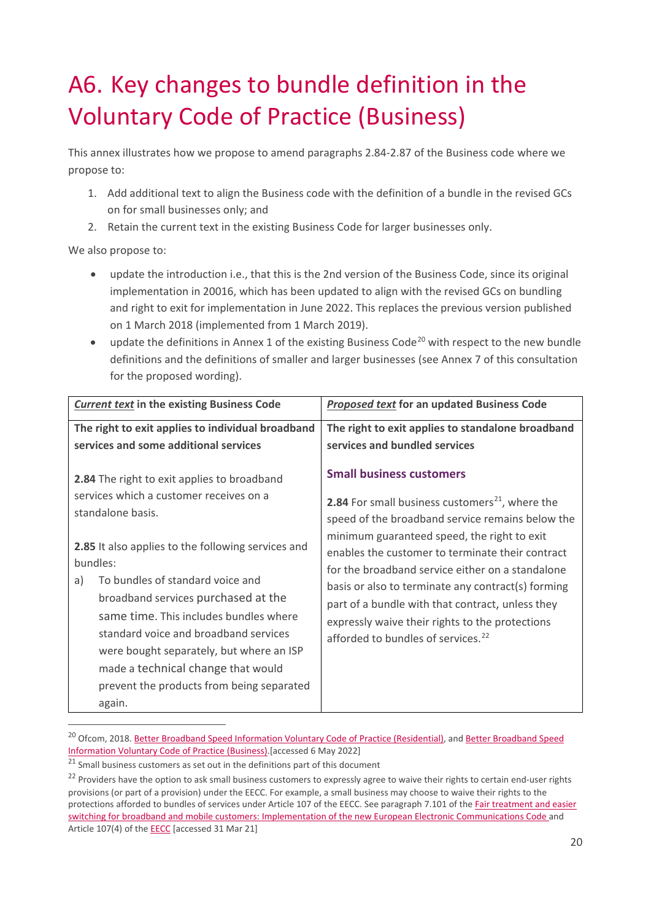// Page 20 of a consultation annex: heading, intro text, a two-column current-vs-proposed table, then footnotes 20–22.
# A6. Key changes to bundle definition in the Voluntary Code of Practice (Business)

This annex illustrates how we propose to amend paragraphs 2.84-2.87 of the Business code where we propose to:

1. Add additional text to align the Business code with the definition of a bundle in the revised GCs on for small businesses only; and
2. Retain the current text in the existing Business Code for larger businesses only.

We also propose to:

- update the introduction i.e., that this is the 2nd version of the Business Code, since its original implementation in 20016, which has been updated to align with the revised GCs on bundling and right to exit for implementation in June 2022. This replaces the previous version published on 1 March 2018 (implemented from 1 March 2019).
- update the definitions in Annex 1 of the existing Business Code[20] with respect to the new bundle definitions and the definitions of smaller and larger businesses (see Annex 7 of this consultation for the proposed wording).

| ***Current text*** **in the existing Business Code** | ***Proposed text*** **for an updated Business Code** |
|---|---|
| **The right to exit applies to individual broadband services and some additional services**<br><br>**2.84** The right to exit applies to broadband services which a customer receives on a standalone basis.<br><br>**2.85** It also applies to the following services and bundles:<br>a) To bundles of standard voice and broadband services purchased at the same time. This includes bundles where standard voice and broadband services were bought separately, but where an ISP made a technical change that would prevent the products from being separated again. | **The right to exit applies to standalone broadband services and bundled services**<br><br>**Small business customers**<br><br>**2.84** For small business customers[21], where the speed of the broadband service remains below the minimum guaranteed speed, the right to exit enables the customer to terminate their contract for the broadband service either on a standalone basis or also to terminate any contract(s) forming part of a bundle with that contract, unless they expressly waive their rights to the protections afforded to bundles of services.[22] |

[20] Ofcom, 2018. Better Broadband Speed Information Voluntary Code of Practice (Residential), and Better Broadband Speed Information Voluntary Code of Practice (Business).[accessed 6 May 2022]

[21] Small business customers as set out in the definitions part of this document

[22] Providers have the option to ask small business customers to expressly agree to waive their rights to certain end-user rights provisions (or part of a provision) under the EECC. For example, a small business may choose to waive their rights to the protections afforded to bundles of services under Article 107 of the EECC. See paragraph 7.101 of the Fair treatment and easier switching for broadband and mobile customers: Implementation of the new European Electronic Communications Code and Article 107(4) of the EECC [accessed 31 Mar 21]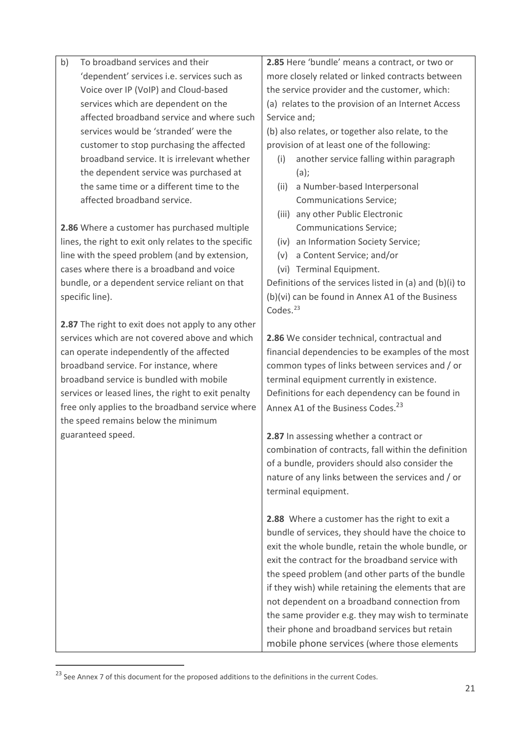| | |
|---|---|
| b) To broadband services and their 'dependent' services i.e. services such as Voice over IP (VoIP) and Cloud-based services which are dependent on the affected broadband service and where such services would be 'stranded' were the customer to stop purchasing the affected broadband service. It is irrelevant whether the dependent service was purchased at the same time or a different time to the affected broadband service.<br><br>**2.86** Where a customer has purchased multiple lines, the right to exit only relates to the specific line with the speed problem (and by extension, cases where there is a broadband and voice bundle, or a dependent service reliant on that specific line).<br><br>**2.87** The right to exit does not apply to any other services which are not covered above and which can operate independently of the affected broadband service. For instance, where broadband service is bundled with mobile services or leased lines, the right to exit penalty free only applies to the broadband service where the speed remains below the minimum guaranteed speed. | **2.85** Here 'bundle' means a contract, or two or more closely related or linked contracts between the service provider and the customer, which:<br>(a) relates to the provision of an Internet Access Service and;<br>(b) also relates, or together also relate, to the provision of at least one of the following:<br>(i) another service falling within paragraph (a);<br>(ii) a Number-based Interpersonal Communications Service;<br>(iii) any other Public Electronic Communications Service;<br>(iv) an Information Society Service;<br>(v) a Content Service; and/or<br>(vi) Terminal Equipment.<br>Definitions of the services listed in (a) and (b)(i) to (b)(vi) can be found in Annex A1 of the Business Codes.[23]<br><br>**2.86** We consider technical, contractual and financial dependencies to be examples of the most common types of links between services and / or terminal equipment currently in existence. Definitions for each dependency can be found in Annex A1 of the Business Codes.[23]<br><br>**2.87** In assessing whether a contract or combination of contracts, fall within the definition of a bundle, providers should also consider the nature of any links between the services and / or terminal equipment.<br><br>**2.88** Where a customer has the right to exit a bundle of services, they should have the choice to exit the whole bundle, retain the whole bundle, or exit the contract for the broadband service with the speed problem (and other parts of the bundle if they wish) while retaining the elements that are not dependent on a broadband connection from the same provider e.g. they may wish to terminate their phone and broadband services but retain mobile phone services (where those elements |

[23] See Annex 7 of this document for the proposed additions to the definitions in the current Codes.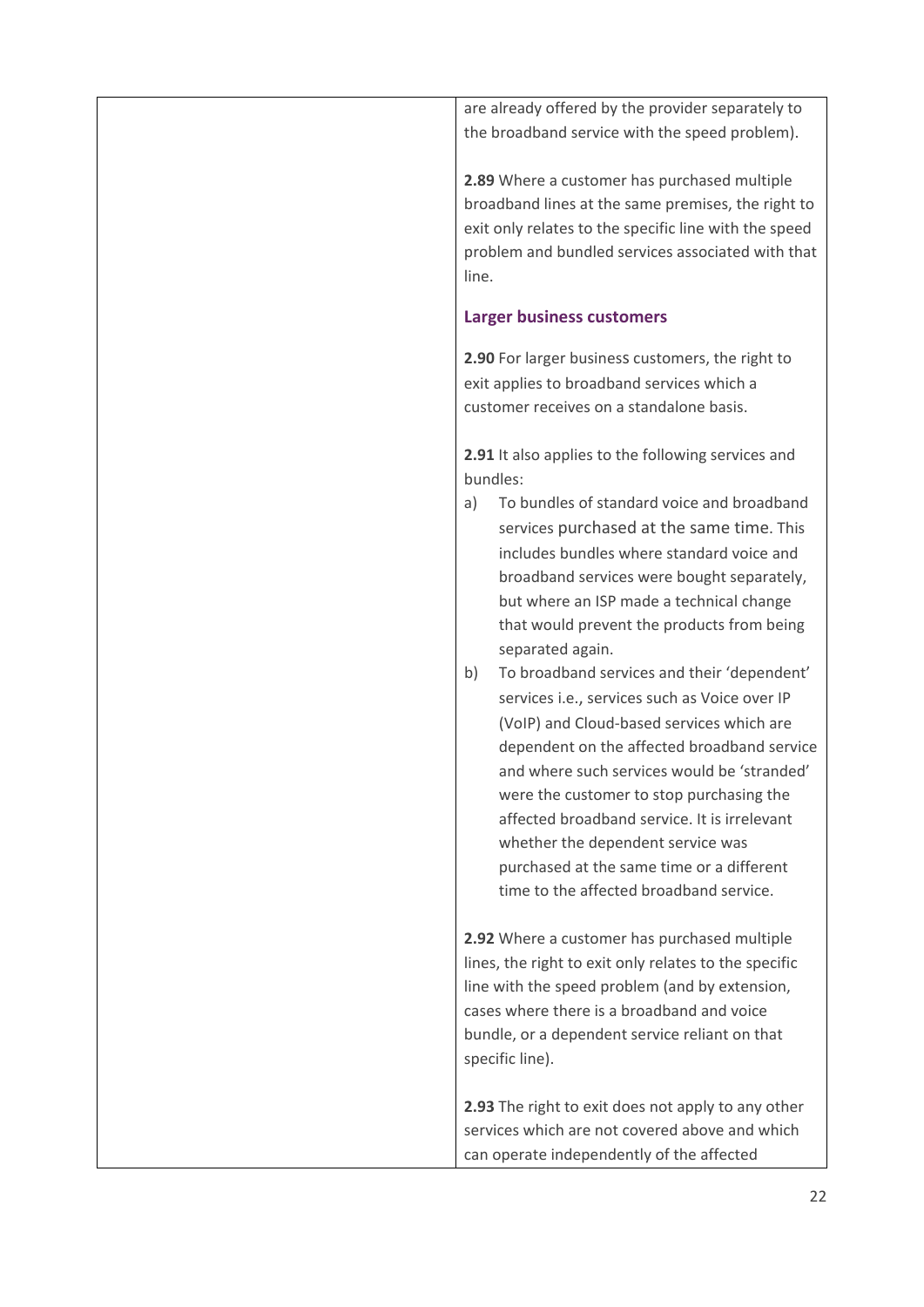| | are already offered by the provider separately to the broadband service with the speed problem).<br><br>**2.89** Where a customer has purchased multiple broadband lines at the same premises, the right to exit only relates to the specific line with the speed problem and bundled services associated with that line.<br><br>**Larger business customers**<br><br>**2.90** For larger business customers, the right to exit applies to broadband services which a customer receives on a standalone basis.<br><br>**2.91** It also applies to the following services and bundles:<br>a) To bundles of standard voice and broadband services purchased at the same time. This includes bundles where standard voice and broadband services were bought separately, but where an ISP made a technical change that would prevent the products from being separated again.<br>b) To broadband services and their 'dependent' services i.e., services such as Voice over IP (VoIP) and Cloud-based services which are dependent on the affected broadband service and where such services would be 'stranded' were the customer to stop purchasing the affected broadband service. It is irrelevant whether the dependent service was purchased at the same time or a different time to the affected broadband service.<br><br>**2.92** Where a customer has purchased multiple lines, the right to exit only relates to the specific line with the speed problem (and by extension, cases where there is a broadband and voice bundle, or a dependent service reliant on that specific line).<br><br>**2.93** The right to exit does not apply to any other services which are not covered above and which can operate independently of the affected |
|---|---|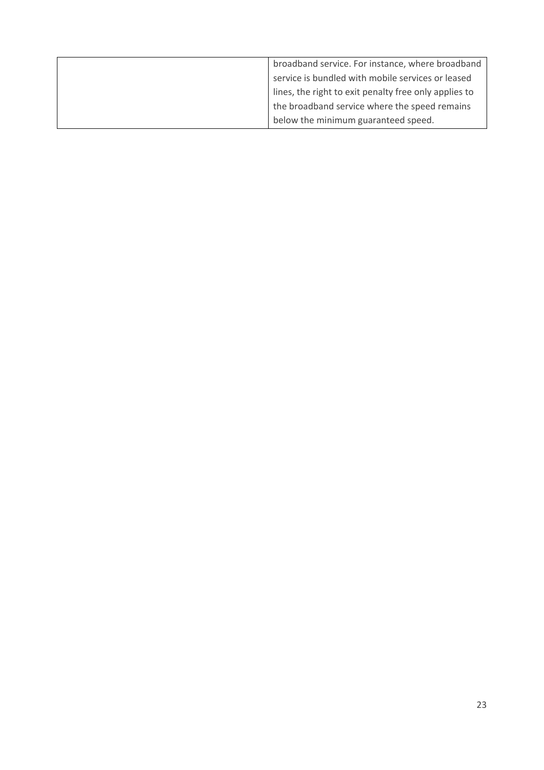| | |
|---|---|
| | broadband service. For instance, where broadband service is bundled with mobile services or leased lines, the right to exit penalty free only applies to the broadband service where the speed remains below the minimum guaranteed speed. |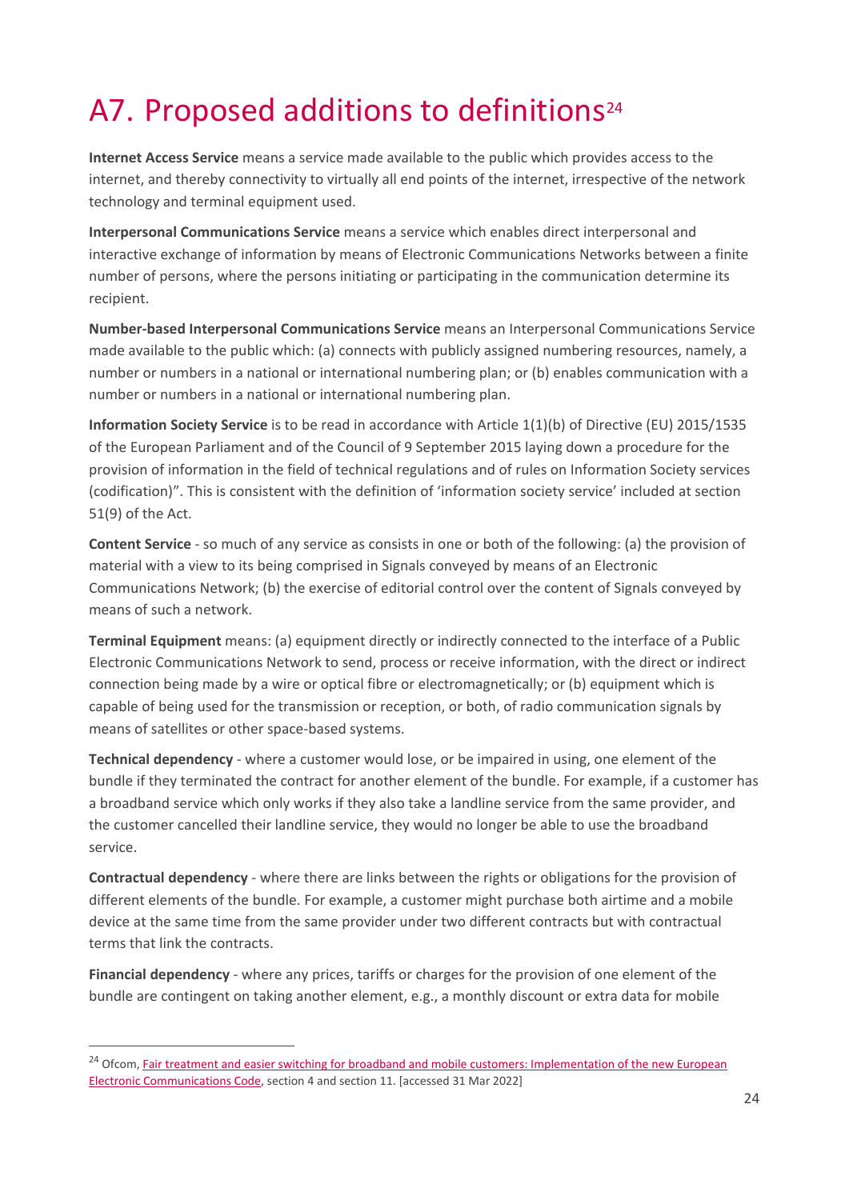# A7. Proposed additions to definitions[24]

**Internet Access Service** means a service made available to the public which provides access to the internet, and thereby connectivity to virtually all end points of the internet, irrespective of the network technology and terminal equipment used.

**Interpersonal Communications Service** means a service which enables direct interpersonal and interactive exchange of information by means of Electronic Communications Networks between a finite number of persons, where the persons initiating or participating in the communication determine its recipient.

**Number-based Interpersonal Communications Service** means an Interpersonal Communications Service made available to the public which: (a) connects with publicly assigned numbering resources, namely, a number or numbers in a national or international numbering plan; or (b) enables communication with a number or numbers in a national or international numbering plan.

**Information Society Service** is to be read in accordance with Article 1(1)(b) of Directive (EU) 2015/1535 of the European Parliament and of the Council of 9 September 2015 laying down a procedure for the provision of information in the field of technical regulations and of rules on Information Society services (codification)". This is consistent with the definition of 'information society service' included at section 51(9) of the Act.

**Content Service** - so much of any service as consists in one or both of the following: (a) the provision of material with a view to its being comprised in Signals conveyed by means of an Electronic Communications Network; (b) the exercise of editorial control over the content of Signals conveyed by means of such a network.

**Terminal Equipment** means: (a) equipment directly or indirectly connected to the interface of a Public Electronic Communications Network to send, process or receive information, with the direct or indirect connection being made by a wire or optical fibre or electromagnetically; or (b) equipment which is capable of being used for the transmission or reception, or both, of radio communication signals by means of satellites or other space-based systems.

**Technical dependency** - where a customer would lose, or be impaired in using, one element of the bundle if they terminated the contract for another element of the bundle. For example, if a customer has a broadband service which only works if they also take a landline service from the same provider, and the customer cancelled their landline service, they would no longer be able to use the broadband service.

**Contractual dependency** - where there are links between the rights or obligations for the provision of different elements of the bundle. For example, a customer might purchase both airtime and a mobile device at the same time from the same provider under two different contracts but with contractual terms that link the contracts.

**Financial dependency** - where any prices, tariffs or charges for the provision of one element of the bundle are contingent on taking another element, e.g., a monthly discount or extra data for mobile

---

[24] Ofcom, Fair treatment and easier switching for broadband and mobile customers: Implementation of the new European Electronic Communications Code, section 4 and section 11. [accessed 31 Mar 2022]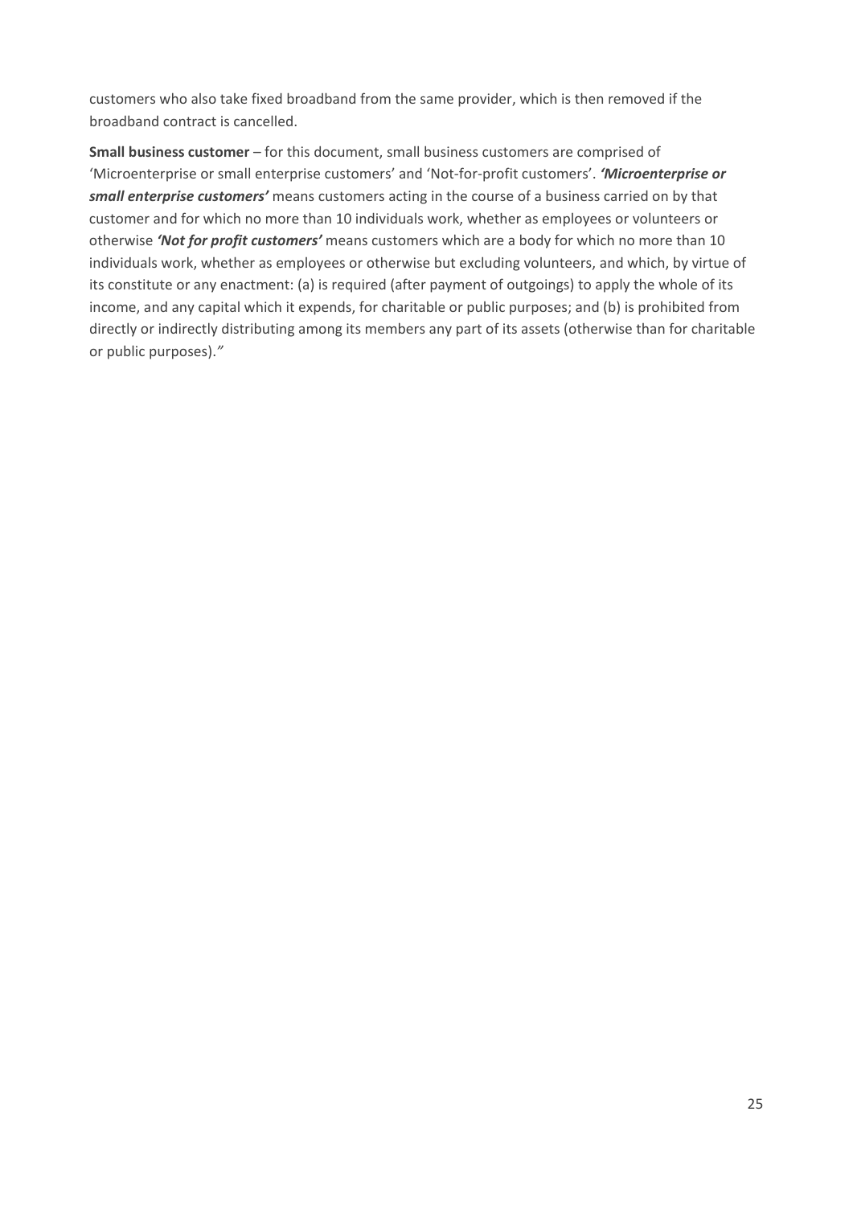customers who also take fixed broadband from the same provider, which is then removed if the broadband contract is cancelled.

**Small business customer** – for this document, small business customers are comprised of 'Microenterprise or small enterprise customers' and 'Not-for-profit customers'. ***'Microenterprise or small enterprise customers'*** means customers acting in the course of a business carried on by that customer and for which no more than 10 individuals work, whether as employees or volunteers or otherwise ***'Not for profit customers'*** means customers which are a body for which no more than 10 individuals work, whether as employees or otherwise but excluding volunteers, and which, by virtue of its constitute or any enactment: (a) is required (after payment of outgoings) to apply the whole of its income, and any capital which it expends, for charitable or public purposes; and (b) is prohibited from directly or indirectly distributing among its members any part of its assets (otherwise than for charitable or public purposes)."